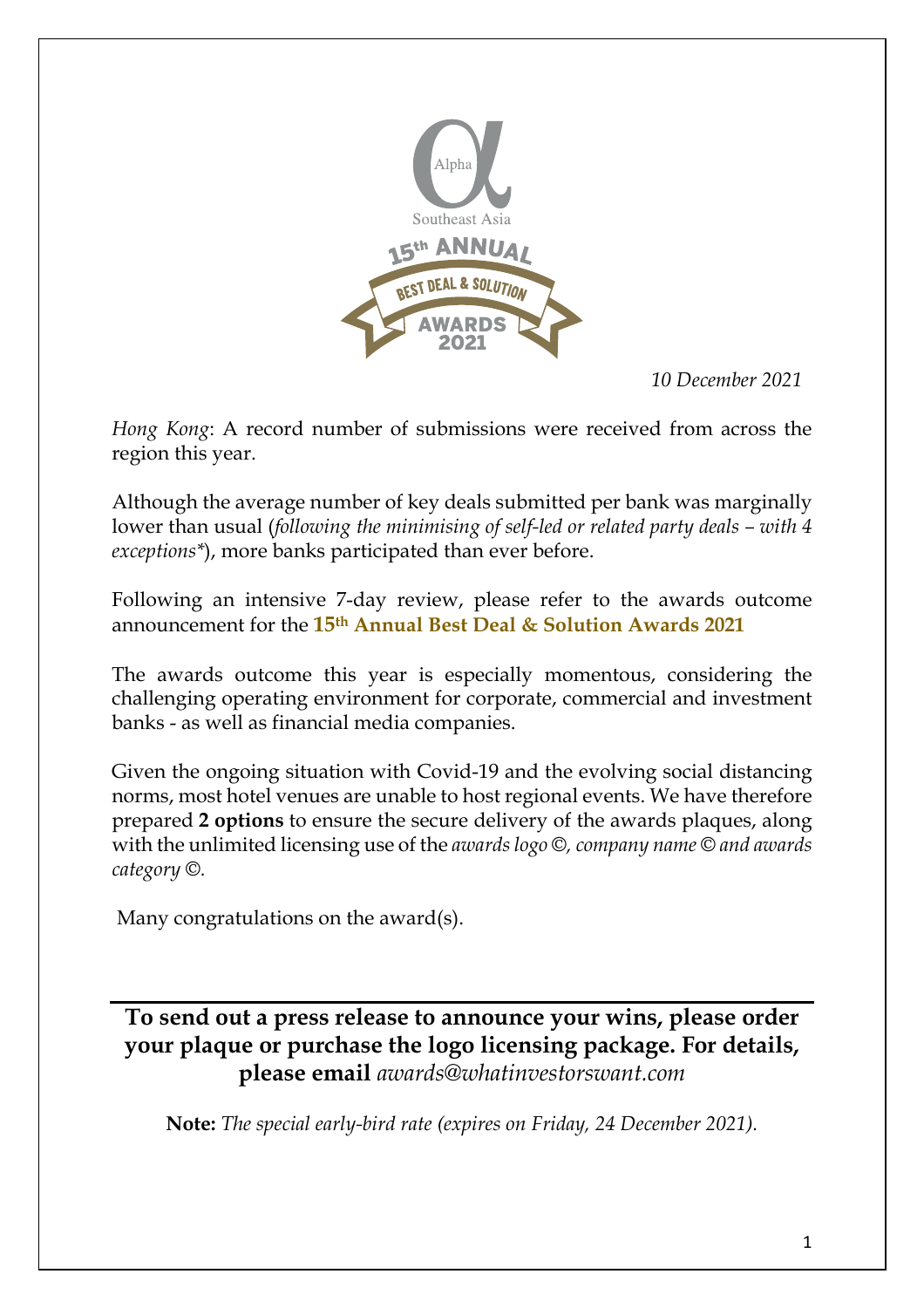Alpha

Southeast Asia

15th ANNUAL

BEST DEAL & SOLUTION

AWARDS 2021

*10 December 2021*

*Hong Kong*: A record number of submissions were received from across the region this year.

Although the average number of key deals submitted per bank was marginally lower than usual (*following the minimising of self-led or related party deals – with 4 exceptions**), more banks participated than ever before.

Following an intensive 7-day review, please refer to the awards outcome announcement for the **15th Annual Best Deal & Solution Awards 2021**

The awards outcome this year is especially momentous, considering the challenging operating environment for corporate, commercial and investment banks - as well as financial media companies.

Given the ongoing situation with Covid-19 and the evolving social distancing norms, most hotel venues are unable to host regional events. We have therefore prepared **2 options** to ensure the secure delivery of the awards plaques, along with the unlimited licensing use of the *awards logo ©, company name © and awards category ©.*

Many congratulations on the award(s).

---

**To send out a press release to announce your wins, please order your plaque or purchase the logo licensing package. For details, please email** *awards@whatinvestorswant.com*

**Note:** *The special early-bird rate (expires on Friday, 24 December 2021).*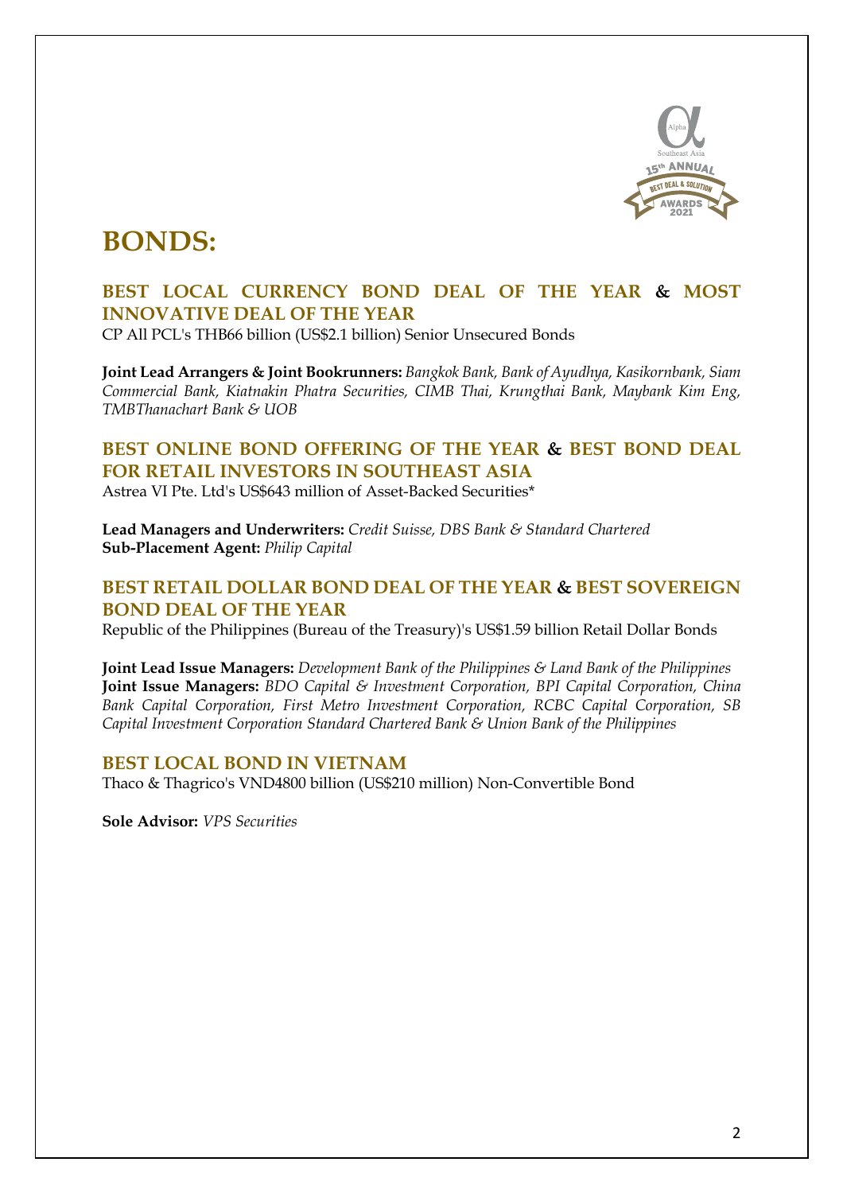# BONDS:

## BEST LOCAL CURRENCY BOND DEAL OF THE YEAR & MOST INNOVATIVE DEAL OF THE YEAR

CP All PCL's THB66 billion (US$2.1 billion) Senior Unsecured Bonds

**Joint Lead Arrangers & Joint Bookrunners:** *Bangkok Bank, Bank of Ayudhya, Kasikornbank, Siam Commercial Bank, Kiatnakin Phatra Securities, CIMB Thai, Krungthai Bank, Maybank Kim Eng, TMBThanachart Bank & UOB*

## BEST ONLINE BOND OFFERING OF THE YEAR & BEST BOND DEAL FOR RETAIL INVESTORS IN SOUTHEAST ASIA

Astrea VI Pte. Ltd's US$643 million of Asset-Backed Securities*

**Lead Managers and Underwriters:** *Credit Suisse, DBS Bank & Standard Chartered*
**Sub-Placement Agent:** *Philip Capital*

## BEST RETAIL DOLLAR BOND DEAL OF THE YEAR & BEST SOVEREIGN BOND DEAL OF THE YEAR

Republic of the Philippines (Bureau of the Treasury)'s US$1.59 billion Retail Dollar Bonds

**Joint Lead Issue Managers:** *Development Bank of the Philippines & Land Bank of the Philippines*
**Joint Issue Managers:** *BDO Capital & Investment Corporation, BPI Capital Corporation, China Bank Capital Corporation, First Metro Investment Corporation, RCBC Capital Corporation, SB Capital Investment Corporation Standard Chartered Bank & Union Bank of the Philippines*

## BEST LOCAL BOND IN VIETNAM

Thaco & Thagrico's VND4800 billion (US$210 million) Non-Convertible Bond

**Sole Advisor:** *VPS Securities*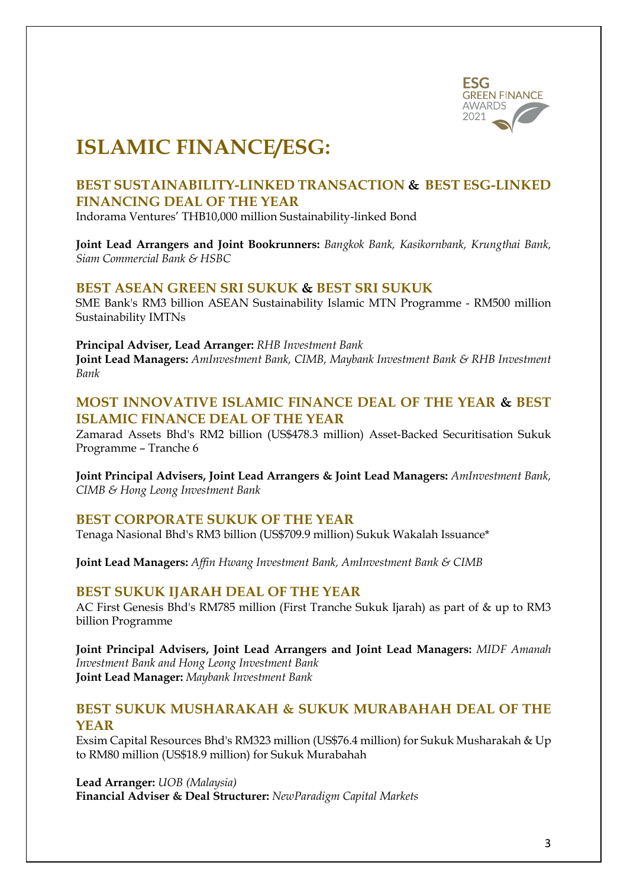# ISLAMIC FINANCE/ESG:

### BEST SUSTAINABILITY-LINKED TRANSACTION & BEST ESG-LINKED FINANCING DEAL OF THE YEAR

Indorama Ventures' THB10,000 million Sustainability-linked Bond

**Joint Lead Arrangers and Joint Bookrunners:** *Bangkok Bank, Kasikornbank, Krungthai Bank, Siam Commercial Bank & HSBC*

### BEST ASEAN GREEN SRI SUKUK & BEST SRI SUKUK

SME Bank's RM3 billion ASEAN Sustainability Islamic MTN Programme - RM500 million Sustainability IMTNs

**Principal Adviser, Lead Arranger:** *RHB Investment Bank*
**Joint Lead Managers:** *AmInvestment Bank, CIMB, Maybank Investment Bank & RHB Investment Bank*

### MOST INNOVATIVE ISLAMIC FINANCE DEAL OF THE YEAR & BEST ISLAMIC FINANCE DEAL OF THE YEAR

Zamarad Assets Bhd's RM2 billion (US$478.3 million) Asset-Backed Securitisation Sukuk Programme – Tranche 6

**Joint Principal Advisers, Joint Lead Arrangers & Joint Lead Managers:** *AmInvestment Bank, CIMB & Hong Leong Investment Bank*

### BEST CORPORATE SUKUK OF THE YEAR

Tenaga Nasional Bhd's RM3 billion (US$709.9 million) Sukuk Wakalah Issuance*

**Joint Lead Managers:** *Affin Hwang Investment Bank, AmInvestment Bank & CIMB*

### BEST SUKUK IJARAH DEAL OF THE YEAR

AC First Genesis Bhd's RM785 million (First Tranche Sukuk Ijarah) as part of & up to RM3 billion Programme

**Joint Principal Advisers, Joint Lead Arrangers and Joint Lead Managers:** *MIDF Amanah Investment Bank and Hong Leong Investment Bank*
**Joint Lead Manager:** *Maybank Investment Bank*

### BEST SUKUK MUSHARAKAH & SUKUK MURABAHAH DEAL OF THE YEAR

Exsim Capital Resources Bhd's RM323 million (US$76.4 million) for Sukuk Musharakah & Up to RM80 million (US$18.9 million) for Sukuk Murabahah

**Lead Arranger:** *UOB (Malaysia)*
**Financial Adviser & Deal Structurer:** *NewParadigm Capital Markets*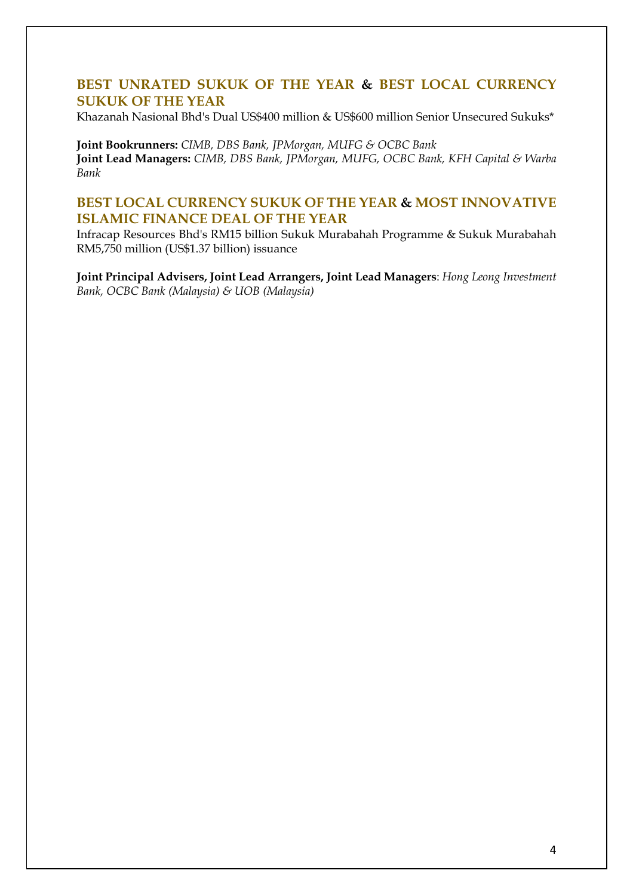## BEST UNRATED SUKUK OF THE YEAR & BEST LOCAL CURRENCY SUKUK OF THE YEAR

Khazanah Nasional Bhd's Dual US$400 million & US$600 million Senior Unsecured Sukuks*

**Joint Bookrunners:** *CIMB, DBS Bank, JPMorgan, MUFG & OCBC Bank*
**Joint Lead Managers:** *CIMB, DBS Bank, JPMorgan, MUFG, OCBC Bank, KFH Capital & Warba Bank*

## BEST LOCAL CURRENCY SUKUK OF THE YEAR & MOST INNOVATIVE ISLAMIC FINANCE DEAL OF THE YEAR

Infracap Resources Bhd's RM15 billion Sukuk Murabahah Programme & Sukuk Murabahah RM5,750 million (US$1.37 billion) issuance

**Joint Principal Advisers, Joint Lead Arrangers, Joint Lead Managers**: *Hong Leong Investment Bank, OCBC Bank (Malaysia) & UOB (Malaysia)*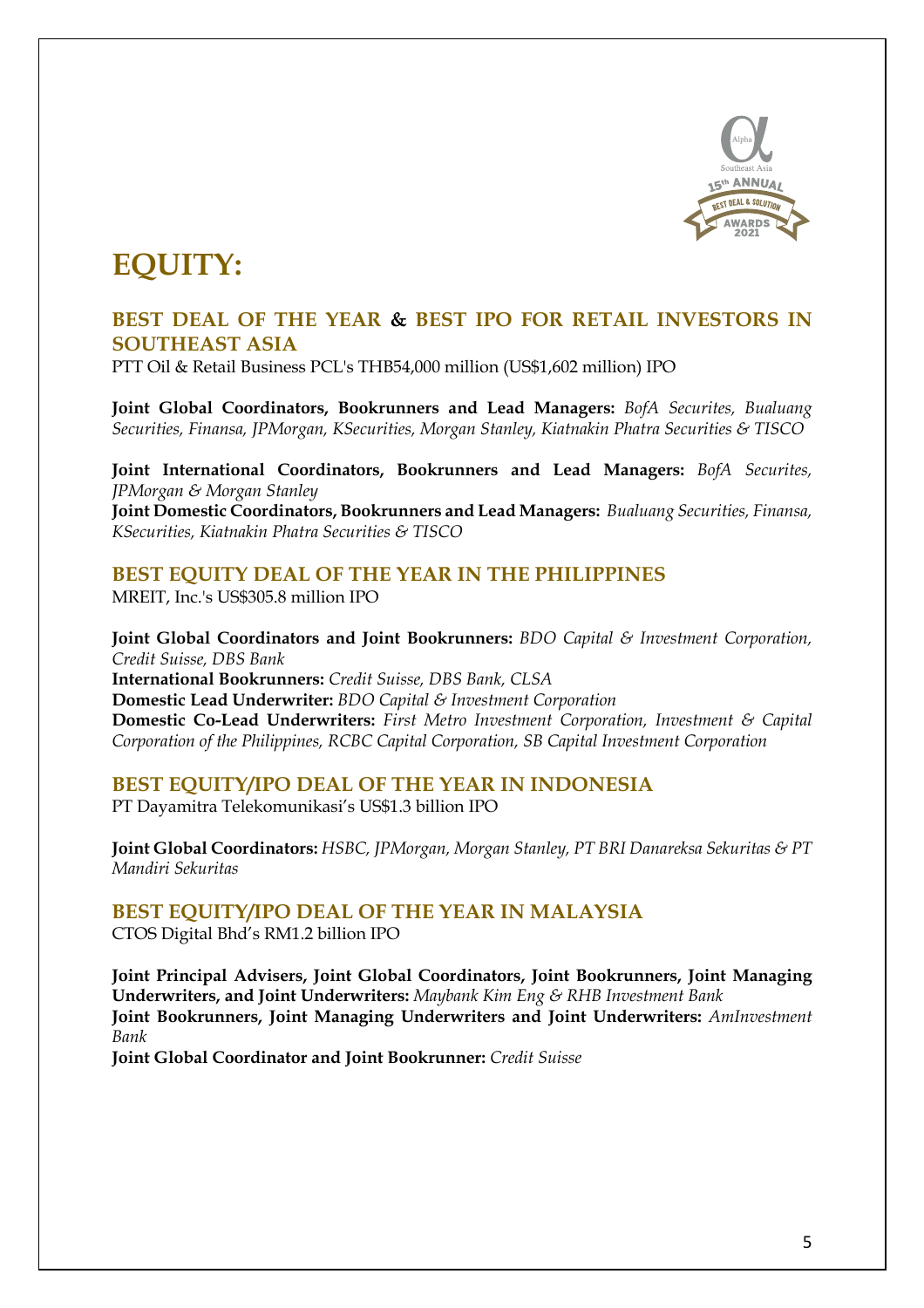# EQUITY:

## BEST DEAL OF THE YEAR & BEST IPO FOR RETAIL INVESTORS IN SOUTHEAST ASIA

PTT Oil & Retail Business PCL's THB54,000 million (US$1,602 million) IPO

**Joint Global Coordinators, Bookrunners and Lead Managers:** *BofA Securites, Bualuang Securities, Finansa, JPMorgan, KSecurities, Morgan Stanley, Kiatnakin Phatra Securities & TISCO*

**Joint International Coordinators, Bookrunners and Lead Managers:** *BofA Securites, JPMorgan & Morgan Stanley*
**Joint Domestic Coordinators, Bookrunners and Lead Managers:** *Bualuang Securities, Finansa, KSecurities, Kiatnakin Phatra Securities & TISCO*

## BEST EQUITY DEAL OF THE YEAR IN THE PHILIPPINES

MREIT, Inc.'s US$305.8 million IPO

**Joint Global Coordinators and Joint Bookrunners:** *BDO Capital & Investment Corporation, Credit Suisse, DBS Bank*
**International Bookrunners:** *Credit Suisse, DBS Bank, CLSA*
**Domestic Lead Underwriter:** *BDO Capital & Investment Corporation*
**Domestic Co-Lead Underwriters:** *First Metro Investment Corporation, Investment & Capital Corporation of the Philippines, RCBC Capital Corporation, SB Capital Investment Corporation*

## BEST EQUITY/IPO DEAL OF THE YEAR IN INDONESIA

PT Dayamitra Telekomunikasi's US$1.3 billion IPO

**Joint Global Coordinators:** *HSBC, JPMorgan, Morgan Stanley, PT BRI Danareksa Sekuritas & PT Mandiri Sekuritas*

## BEST EQUITY/IPO DEAL OF THE YEAR IN MALAYSIA

CTOS Digital Bhd's RM1.2 billion IPO

**Joint Principal Advisers, Joint Global Coordinators, Joint Bookrunners, Joint Managing Underwriters, and Joint Underwriters:** *Maybank Kim Eng & RHB Investment Bank*
**Joint Bookrunners, Joint Managing Underwriters and Joint Underwriters:** *AmInvestment Bank*
**Joint Global Coordinator and Joint Bookrunner:** *Credit Suisse*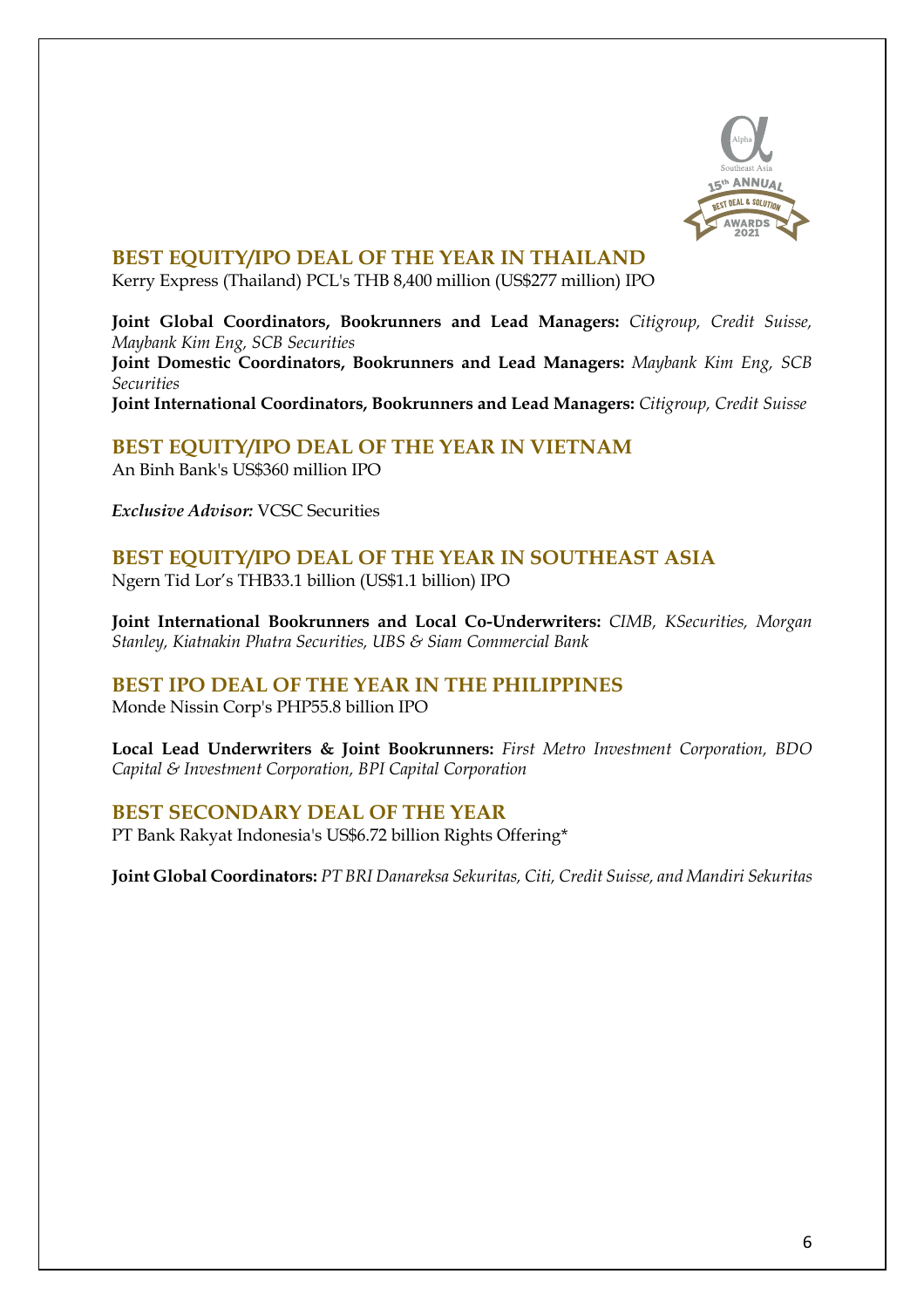## BEST EQUITY/IPO DEAL OF THE YEAR IN THAILAND

Kerry Express (Thailand) PCL's THB 8,400 million (US$277 million) IPO

**Joint Global Coordinators, Bookrunners and Lead Managers:** *Citigroup, Credit Suisse, Maybank Kim Eng, SCB Securities*
**Joint Domestic Coordinators, Bookrunners and Lead Managers:** *Maybank Kim Eng, SCB Securities*
**Joint International Coordinators, Bookrunners and Lead Managers:** *Citigroup, Credit Suisse*

## BEST EQUITY/IPO DEAL OF THE YEAR IN VIETNAM

An Binh Bank's US$360 million IPO

***Exclusive Advisor:*** VCSC Securities

## BEST EQUITY/IPO DEAL OF THE YEAR IN SOUTHEAST ASIA

Ngern Tid Lor's THB33.1 billion (US$1.1 billion) IPO

**Joint International Bookrunners and Local Co-Underwriters:** *CIMB, KSecurities, Morgan Stanley, Kiatnakin Phatra Securities, UBS & Siam Commercial Bank*

## BEST IPO DEAL OF THE YEAR IN THE PHILIPPINES

Monde Nissin Corp's PHP55.8 billion IPO

**Local Lead Underwriters & Joint Bookrunners:** *First Metro Investment Corporation, BDO Capital & Investment Corporation, BPI Capital Corporation*

## BEST SECONDARY DEAL OF THE YEAR

PT Bank Rakyat Indonesia's US$6.72 billion Rights Offering*

**Joint Global Coordinators:** *PT BRI Danareksa Sekuritas, Citi, Credit Suisse, and Mandiri Sekuritas*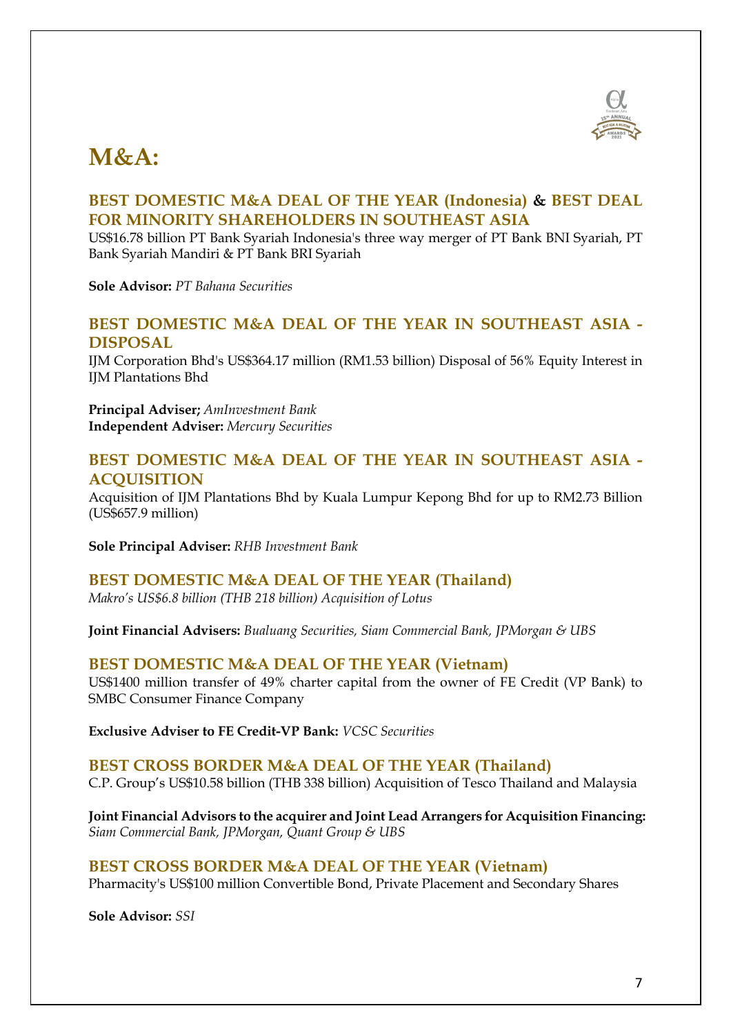# M&A:

### BEST DOMESTIC M&A DEAL OF THE YEAR (Indonesia) & BEST DEAL FOR MINORITY SHAREHOLDERS IN SOUTHEAST ASIA

US$16.78 billion PT Bank Syariah Indonesia's three way merger of PT Bank BNI Syariah, PT Bank Syariah Mandiri & PT Bank BRI Syariah

**Sole Advisor:** *PT Bahana Securities*

### BEST DOMESTIC M&A DEAL OF THE YEAR IN SOUTHEAST ASIA - DISPOSAL

IJM Corporation Bhd's US$364.17 million (RM1.53 billion) Disposal of 56% Equity Interest in IJM Plantations Bhd

**Principal Adviser;** *AmInvestment Bank*
**Independent Adviser:** *Mercury Securities*

### BEST DOMESTIC M&A DEAL OF THE YEAR IN SOUTHEAST ASIA - ACQUISITION

Acquisition of IJM Plantations Bhd by Kuala Lumpur Kepong Bhd for up to RM2.73 Billion (US$657.9 million)

**Sole Principal Adviser:** *RHB Investment Bank*

### BEST DOMESTIC M&A DEAL OF THE YEAR (Thailand)

*Makro's US$6.8 billion (THB 218 billion) Acquisition of Lotus*

**Joint Financial Advisers:** *Bualuang Securities, Siam Commercial Bank, JPMorgan & UBS*

### BEST DOMESTIC M&A DEAL OF THE YEAR (Vietnam)

US$1400 million transfer of 49% charter capital from the owner of FE Credit (VP Bank) to SMBC Consumer Finance Company

**Exclusive Adviser to FE Credit-VP Bank:** *VCSC Securities*

### BEST CROSS BORDER M&A DEAL OF THE YEAR (Thailand)

C.P. Group's US$10.58 billion (THB 338 billion) Acquisition of Tesco Thailand and Malaysia

**Joint Financial Advisors to the acquirer and Joint Lead Arrangers for Acquisition Financing:** *Siam Commercial Bank, JPMorgan, Quant Group & UBS*

### BEST CROSS BORDER M&A DEAL OF THE YEAR (Vietnam)

Pharmacity's US$100 million Convertible Bond, Private Placement and Secondary Shares

**Sole Advisor:** *SSI*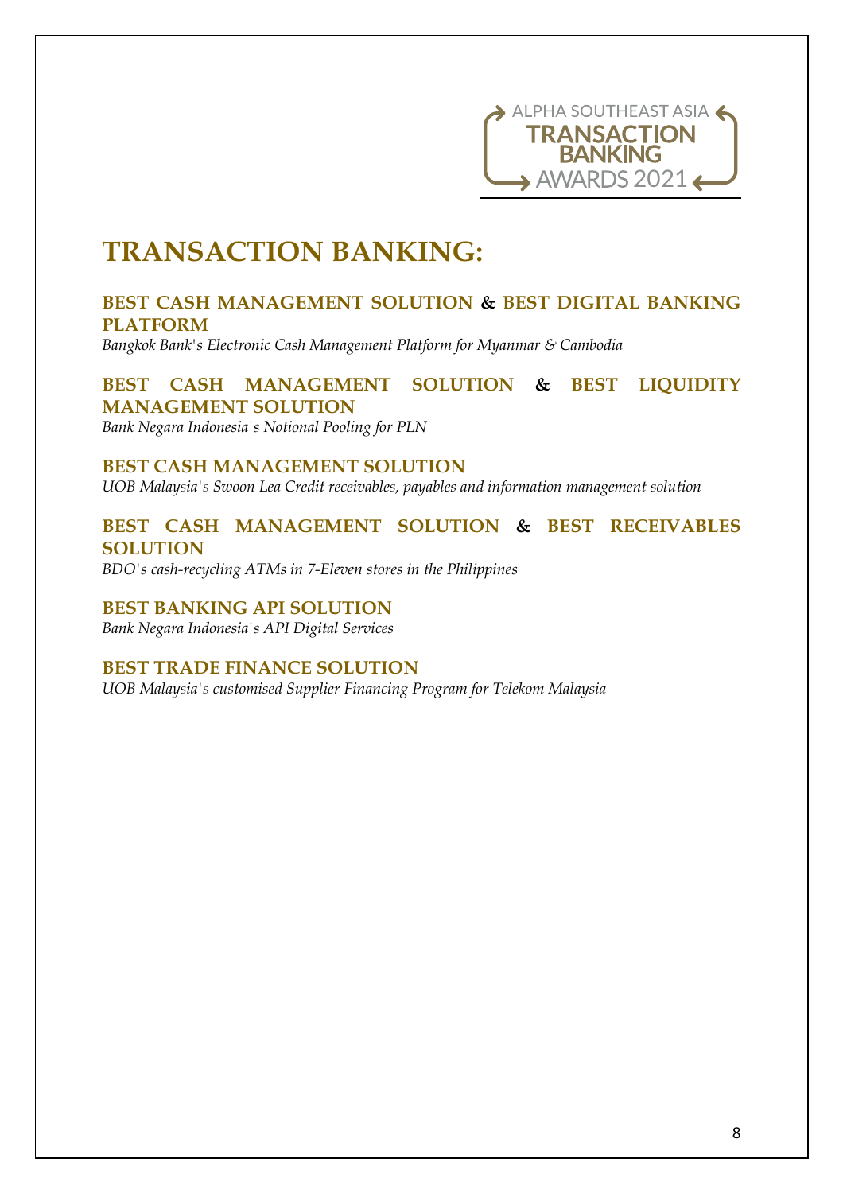ALPHA SOUTHEAST ASIA
TRANSACTION BANKING
AWARDS 2021

# TRANSACTION BANKING:

### BEST CASH MANAGEMENT SOLUTION & BEST DIGITAL BANKING PLATFORM

*Bangkok Bank's Electronic Cash Management Platform for Myanmar & Cambodia*

### BEST CASH MANAGEMENT SOLUTION & BEST LIQUIDITY MANAGEMENT SOLUTION

*Bank Negara Indonesia's Notional Pooling for PLN*

### BEST CASH MANAGEMENT SOLUTION

*UOB Malaysia's Swoon Lea Credit receivables, payables and information management solution*

### BEST CASH MANAGEMENT SOLUTION & BEST RECEIVABLES SOLUTION

*BDO's cash-recycling ATMs in 7-Eleven stores in the Philippines*

### BEST BANKING API SOLUTION

*Bank Negara Indonesia's API Digital Services*

### BEST TRADE FINANCE SOLUTION

*UOB Malaysia's customised Supplier Financing Program for Telekom Malaysia*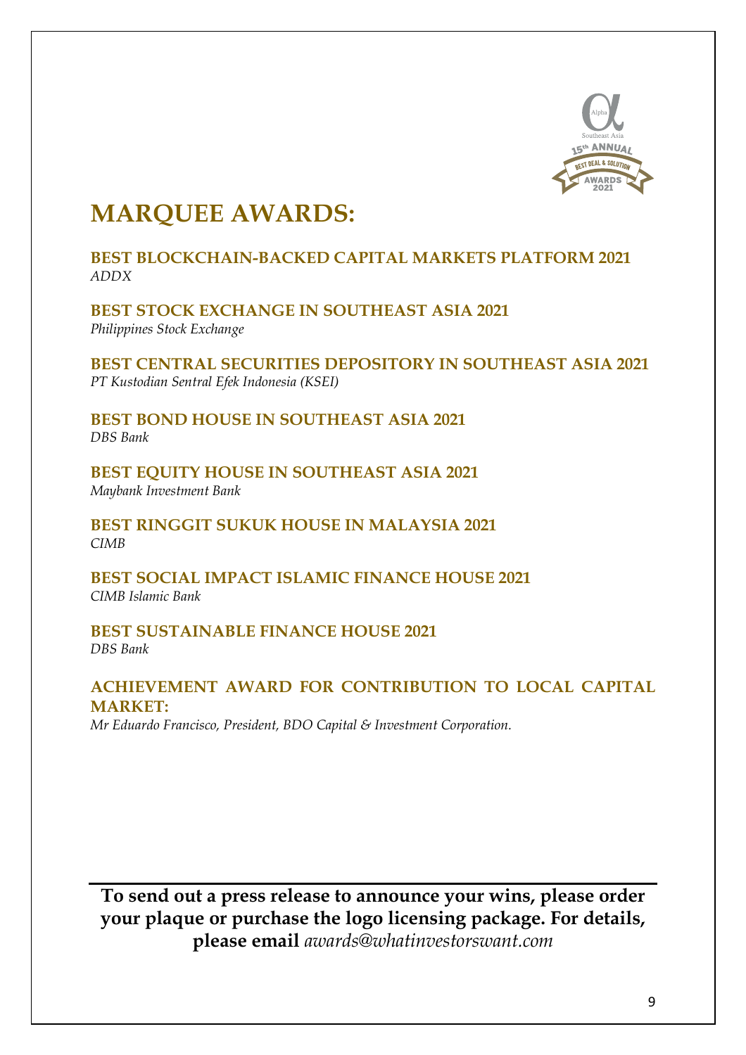# MARQUEE AWARDS:

**BEST BLOCKCHAIN-BACKED CAPITAL MARKETS PLATFORM 2021**
*ADDX*

**BEST STOCK EXCHANGE IN SOUTHEAST ASIA 2021**
*Philippines Stock Exchange*

**BEST CENTRAL SECURITIES DEPOSITORY IN SOUTHEAST ASIA 2021**
*PT Kustodian Sentral Efek Indonesia (KSEI)*

**BEST BOND HOUSE IN SOUTHEAST ASIA 2021**
*DBS Bank*

**BEST EQUITY HOUSE IN SOUTHEAST ASIA 2021**
*Maybank Investment Bank*

**BEST RINGGIT SUKUK HOUSE IN MALAYSIA 2021**
*CIMB*

**BEST SOCIAL IMPACT ISLAMIC FINANCE HOUSE 2021**
*CIMB Islamic Bank*

**BEST SUSTAINABLE FINANCE HOUSE 2021**
*DBS Bank*

**ACHIEVEMENT AWARD FOR CONTRIBUTION TO LOCAL CAPITAL MARKET:**
*Mr Eduardo Francisco, President, BDO Capital & Investment Corporation.*

---

**To send out a press release to announce your wins, please order your plaque or purchase the logo licensing package. For details, please email** *awards@whatinvestorswant.com*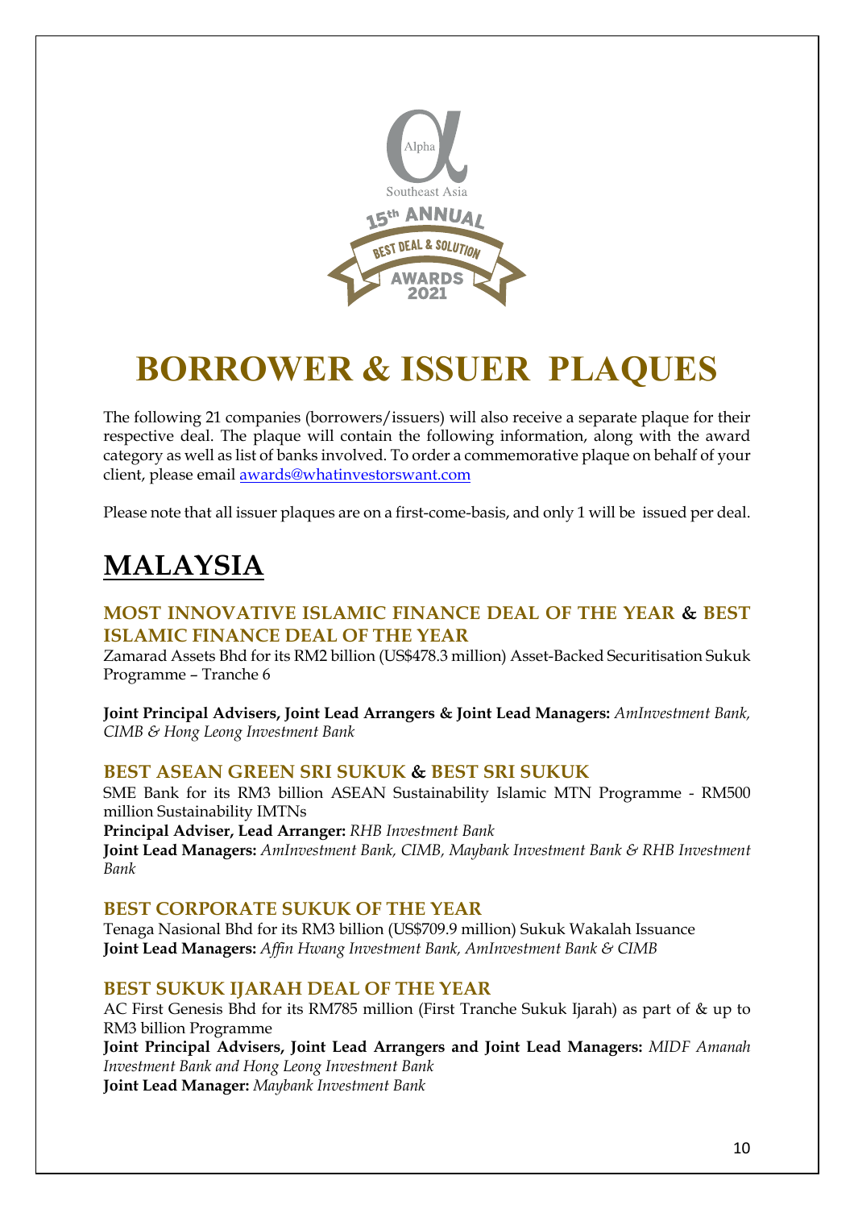# BORROWER & ISSUER PLAQUES

The following 21 companies (borrowers/issuers) will also receive a separate plaque for their respective deal. The plaque will contain the following information, along with the award category as well as list of banks involved. To order a commemorative plaque on behalf of your client, please email awards@whatinvestorswant.com

Please note that all issuer plaques are on a first-come-basis, and only 1 will be issued per deal.

## MALAYSIA

### MOST INNOVATIVE ISLAMIC FINANCE DEAL OF THE YEAR & BEST ISLAMIC FINANCE DEAL OF THE YEAR

Zamarad Assets Bhd for its RM2 billion (US$478.3 million) Asset-Backed Securitisation Sukuk Programme – Tranche 6

**Joint Principal Advisers, Joint Lead Arrangers & Joint Lead Managers:** *AmInvestment Bank, CIMB & Hong Leong Investment Bank*

### BEST ASEAN GREEN SRI SUKUK & BEST SRI SUKUK

SME Bank for its RM3 billion ASEAN Sustainability Islamic MTN Programme - RM500 million Sustainability IMTNs

**Principal Adviser, Lead Arranger:** *RHB Investment Bank*

**Joint Lead Managers:** *AmInvestment Bank, CIMB, Maybank Investment Bank & RHB Investment Bank*

### BEST CORPORATE SUKUK OF THE YEAR

Tenaga Nasional Bhd for its RM3 billion (US$709.9 million) Sukuk Wakalah Issuance

**Joint Lead Managers:** *Affin Hwang Investment Bank, AmInvestment Bank & CIMB*

### BEST SUKUK IJARAH DEAL OF THE YEAR

AC First Genesis Bhd for its RM785 million (First Tranche Sukuk Ijarah) as part of & up to RM3 billion Programme

**Joint Principal Advisers, Joint Lead Arrangers and Joint Lead Managers:** *MIDF Amanah Investment Bank and Hong Leong Investment Bank*

**Joint Lead Manager:** *Maybank Investment Bank*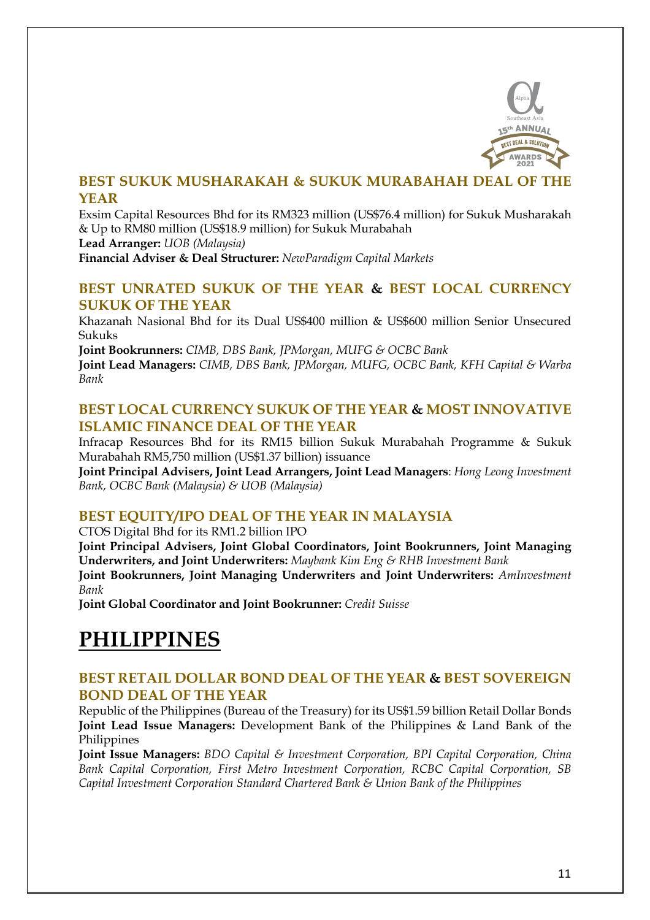### BEST SUKUK MUSHARAKAH & SUKUK MURABAHAH DEAL OF THE YEAR

Exsim Capital Resources Bhd for its RM323 million (US$76.4 million) for Sukuk Musharakah & Up to RM80 million (US$18.9 million) for Sukuk Murabahah

**Lead Arranger:** *UOB (Malaysia)*

**Financial Adviser & Deal Structurer:** *NewParadigm Capital Markets*

### BEST UNRATED SUKUK OF THE YEAR & BEST LOCAL CURRENCY SUKUK OF THE YEAR

Khazanah Nasional Bhd for its Dual US$400 million & US$600 million Senior Unsecured Sukuks

**Joint Bookrunners:** *CIMB, DBS Bank, JPMorgan, MUFG & OCBC Bank*

**Joint Lead Managers:** *CIMB, DBS Bank, JPMorgan, MUFG, OCBC Bank, KFH Capital & Warba Bank*

### BEST LOCAL CURRENCY SUKUK OF THE YEAR & MOST INNOVATIVE ISLAMIC FINANCE DEAL OF THE YEAR

Infracap Resources Bhd for its RM15 billion Sukuk Murabahah Programme & Sukuk Murabahah RM5,750 million (US$1.37 billion) issuance

**Joint Principal Advisers, Joint Lead Arrangers, Joint Lead Managers**: *Hong Leong Investment Bank, OCBC Bank (Malaysia) & UOB (Malaysia)*

### BEST EQUITY/IPO DEAL OF THE YEAR IN MALAYSIA

CTOS Digital Bhd for its RM1.2 billion IPO

**Joint Principal Advisers, Joint Global Coordinators, Joint Bookrunners, Joint Managing Underwriters, and Joint Underwriters:** *Maybank Kim Eng & RHB Investment Bank*

**Joint Bookrunners, Joint Managing Underwriters and Joint Underwriters:** *AmInvestment Bank*

**Joint Global Coordinator and Joint Bookrunner:** *Credit Suisse*

# PHILIPPINES

### BEST RETAIL DOLLAR BOND DEAL OF THE YEAR & BEST SOVEREIGN BOND DEAL OF THE YEAR

Republic of the Philippines (Bureau of the Treasury) for its US$1.59 billion Retail Dollar Bonds

**Joint Lead Issue Managers:** Development Bank of the Philippines & Land Bank of the Philippines

**Joint Issue Managers:** *BDO Capital & Investment Corporation, BPI Capital Corporation, China Bank Capital Corporation, First Metro Investment Corporation, RCBC Capital Corporation, SB Capital Investment Corporation Standard Chartered Bank & Union Bank of the Philippines*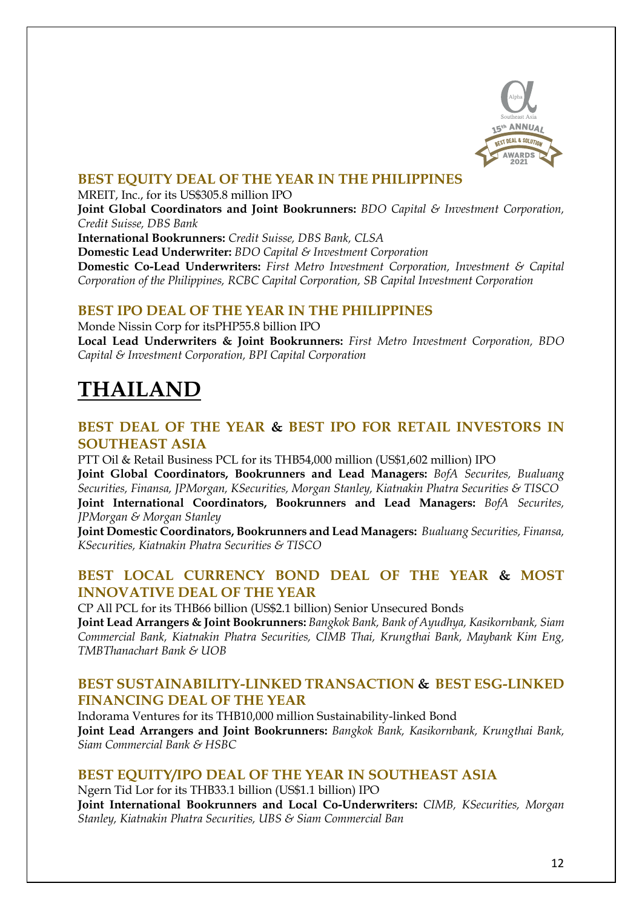## BEST EQUITY DEAL OF THE YEAR IN THE PHILIPPINES

MREIT, Inc., for its US$305.8 million IPO
**Joint Global Coordinators and Joint Bookrunners:** *BDO Capital & Investment Corporation, Credit Suisse, DBS Bank*
**International Bookrunners:** *Credit Suisse, DBS Bank, CLSA*
**Domestic Lead Underwriter:** *BDO Capital & Investment Corporation*
**Domestic Co-Lead Underwriters:** *First Metro Investment Corporation, Investment & Capital Corporation of the Philippines, RCBC Capital Corporation, SB Capital Investment Corporation*

## BEST IPO DEAL OF THE YEAR IN THE PHILIPPINES

Monde Nissin Corp for itsPHP55.8 billion IPO
**Local Lead Underwriters & Joint Bookrunners:** *First Metro Investment Corporation, BDO Capital & Investment Corporation, BPI Capital Corporation*

# THAILAND

## BEST DEAL OF THE YEAR & BEST IPO FOR RETAIL INVESTORS IN SOUTHEAST ASIA

PTT Oil & Retail Business PCL for its THB54,000 million (US$1,602 million) IPO
**Joint Global Coordinators, Bookrunners and Lead Managers:** *BofA Securites, Bualuang Securities, Finansa, JPMorgan, KSecurities, Morgan Stanley, Kiatnakin Phatra Securities & TISCO*
**Joint International Coordinators, Bookrunners and Lead Managers:** *BofA Securites, JPMorgan & Morgan Stanley*
**Joint Domestic Coordinators, Bookrunners and Lead Managers:** *Bualuang Securities, Finansa, KSecurities, Kiatnakin Phatra Securities & TISCO*

## BEST LOCAL CURRENCY BOND DEAL OF THE YEAR & MOST INNOVATIVE DEAL OF THE YEAR

CP All PCL for its THB66 billion (US$2.1 billion) Senior Unsecured Bonds
**Joint Lead Arrangers & Joint Bookrunners:** *Bangkok Bank, Bank of Ayudhya, Kasikornbank, Siam Commercial Bank, Kiatnakin Phatra Securities, CIMB Thai, Krungthai Bank, Maybank Kim Eng, TMBThanachart Bank & UOB*

## BEST SUSTAINABILITY-LINKED TRANSACTION & BEST ESG-LINKED FINANCING DEAL OF THE YEAR

Indorama Ventures for its THB10,000 million Sustainability-linked Bond
**Joint Lead Arrangers and Joint Bookrunners:** *Bangkok Bank, Kasikornbank, Krungthai Bank, Siam Commercial Bank & HSBC*

## BEST EQUITY/IPO DEAL OF THE YEAR IN SOUTHEAST ASIA

Ngern Tid Lor for its THB33.1 billion (US$1.1 billion) IPO
**Joint International Bookrunners and Local Co-Underwriters:** *CIMB, KSecurities, Morgan Stanley, Kiatnakin Phatra Securities, UBS & Siam Commercial Ban*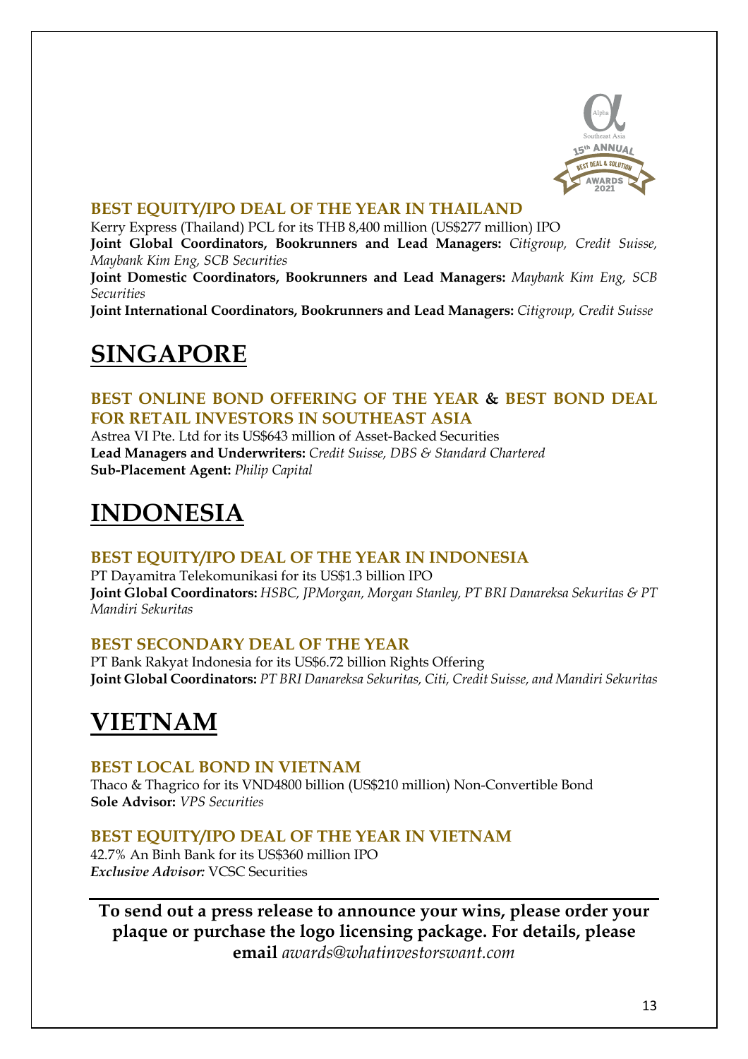### BEST EQUITY/IPO DEAL OF THE YEAR IN THAILAND

Kerry Express (Thailand) PCL for its THB 8,400 million (US$277 million) IPO

**Joint Global Coordinators, Bookrunners and Lead Managers:** *Citigroup, Credit Suisse, Maybank Kim Eng, SCB Securities*

**Joint Domestic Coordinators, Bookrunners and Lead Managers:** *Maybank Kim Eng, SCB Securities*

**Joint International Coordinators, Bookrunners and Lead Managers:** *Citigroup, Credit Suisse*

# SINGAPORE

### BEST ONLINE BOND OFFERING OF THE YEAR & BEST BOND DEAL FOR RETAIL INVESTORS IN SOUTHEAST ASIA

Astrea VI Pte. Ltd for its US$643 million of Asset-Backed Securities

**Lead Managers and Underwriters:** *Credit Suisse, DBS & Standard Chartered*

**Sub-Placement Agent:** *Philip Capital*

# INDONESIA

### BEST EQUITY/IPO DEAL OF THE YEAR IN INDONESIA

PT Dayamitra Telekomunikasi for its US$1.3 billion IPO

**Joint Global Coordinators:** *HSBC, JPMorgan, Morgan Stanley, PT BRI Danareksa Sekuritas & PT Mandiri Sekuritas*

### BEST SECONDARY DEAL OF THE YEAR

PT Bank Rakyat Indonesia for its US$6.72 billion Rights Offering

**Joint Global Coordinators:** *PT BRI Danareksa Sekuritas, Citi, Credit Suisse, and Mandiri Sekuritas*

# VIETNAM

### BEST LOCAL BOND IN VIETNAM

Thaco & Thagrico for its VND4800 billion (US$210 million) Non-Convertible Bond

**Sole Advisor:** *VPS Securities*

### BEST EQUITY/IPO DEAL OF THE YEAR IN VIETNAM

42.7% An Binh Bank for its US$360 million IPO

***Exclusive Advisor:*** VCSC Securities

---

**To send out a press release to announce your wins, please order your plaque or purchase the logo licensing package. For details, please email** *awards@whatinvestorswant.com*